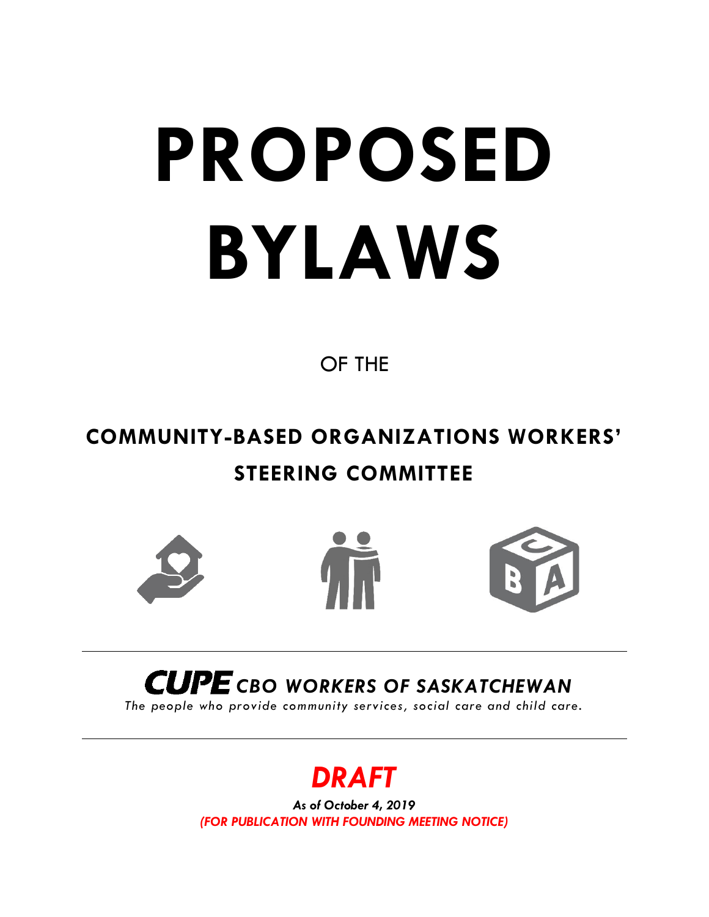# PROPOSED BYLAWS

OF THE

## COMMUNITY-BASED ORGANIZATIONS WORKERS' STEERING COMMITTEE

**CUPE** ***CBO WORKERS OF SASKATCHEWAN***

*The people who provide community services, social care and child care.*

---

***DRAFT***

***As of October 4, 2019***

***(FOR PUBLICATION WITH FOUNDING MEETING NOTICE)***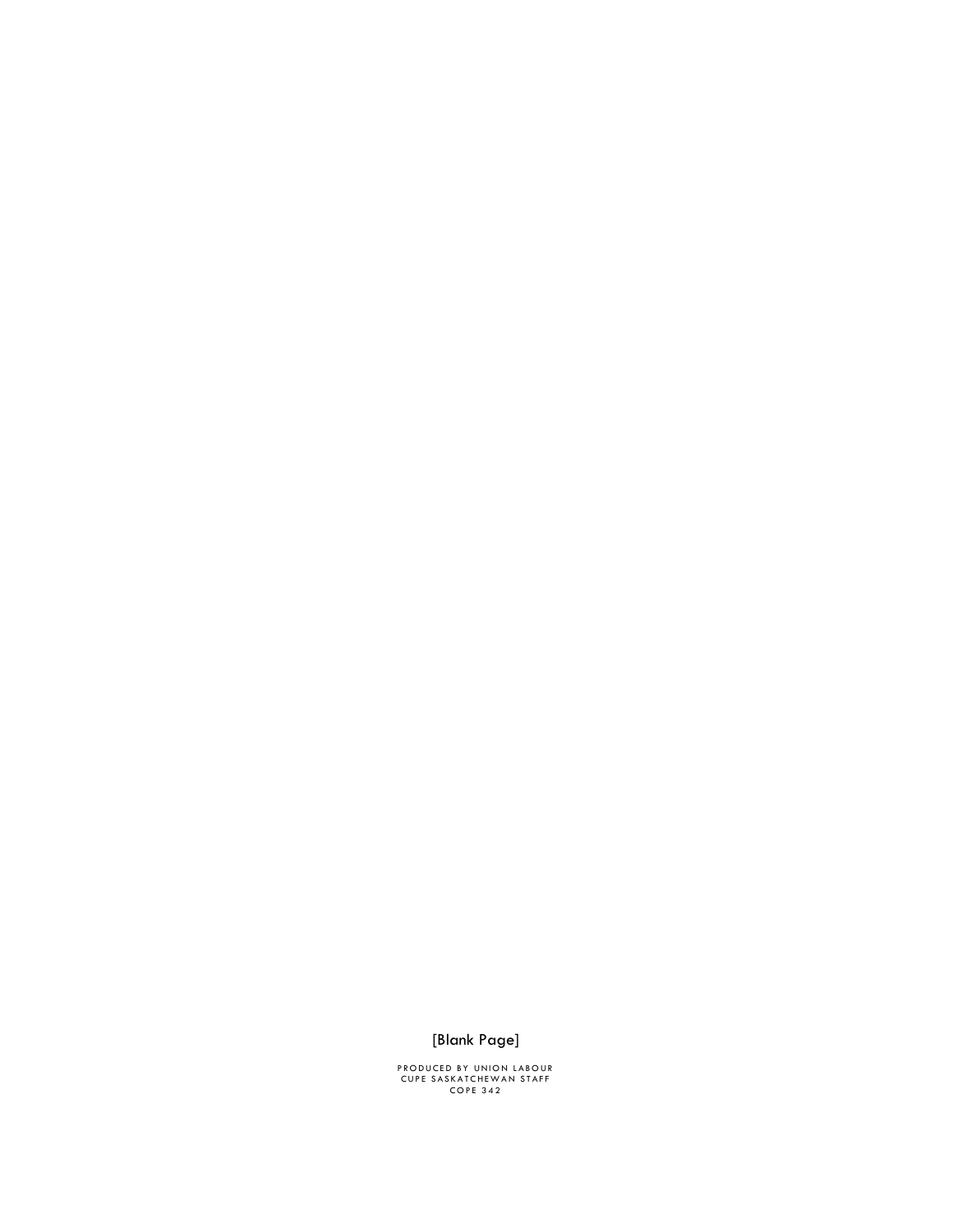[Blank Page]

PRODUCED BY UNION LABOUR
CUPE SASKATCHEWAN STAFF
COPE 342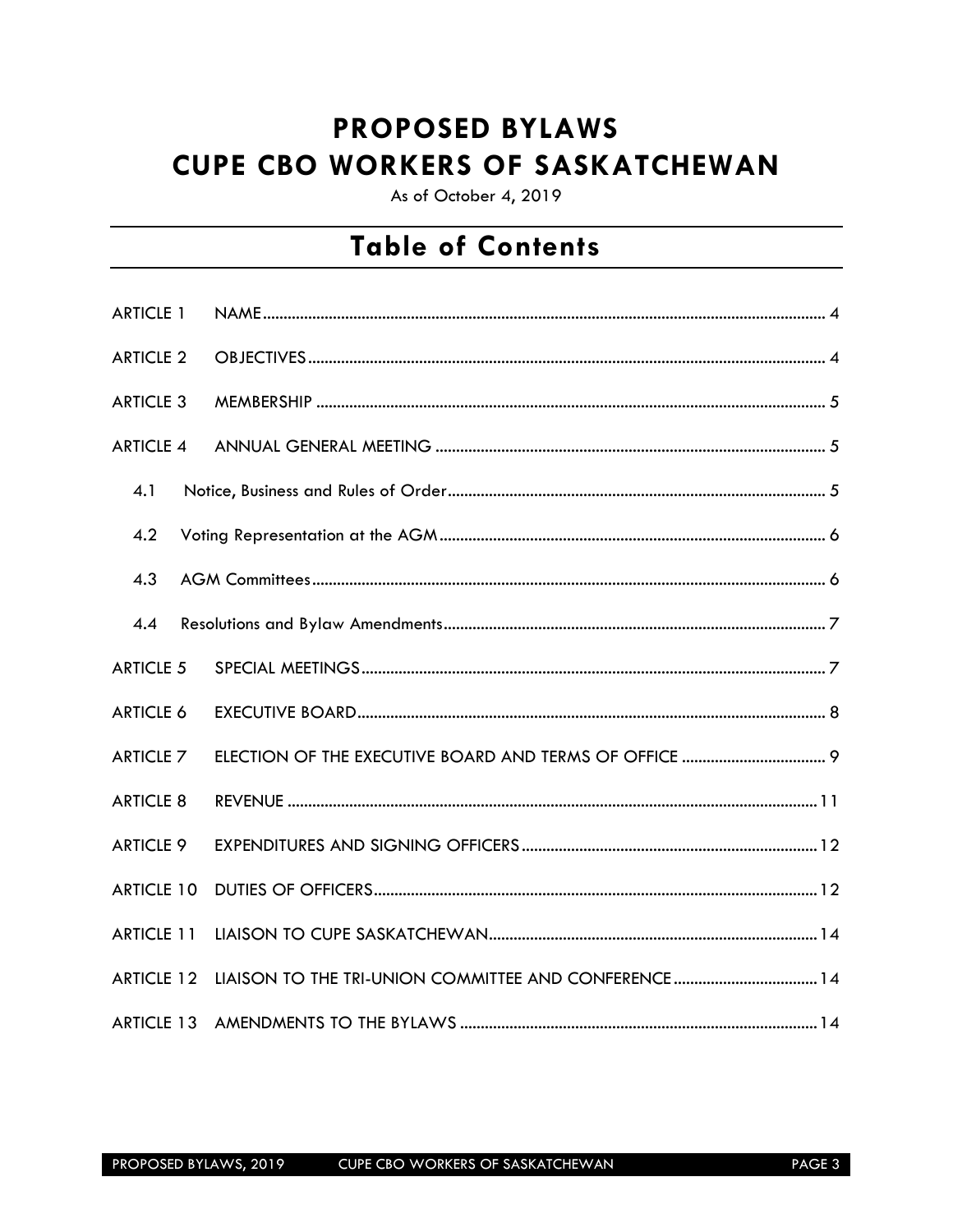# PROPOSED BYLAWS
# CUPE CBO WORKERS OF SASKATCHEWAN

As of October 4, 2019

## Table of Contents

| | | |
|---|---|---|
| ARTICLE 1 | NAME | 4 |
| ARTICLE 2 | OBJECTIVES | 4 |
| ARTICLE 3 | MEMBERSHIP | 5 |
| ARTICLE 4 | ANNUAL GENERAL MEETING | 5 |
| 4.1 | Notice, Business and Rules of Order | 5 |
| 4.2 | Voting Representation at the AGM | 6 |
| 4.3 | AGM Committees | 6 |
| 4.4 | Resolutions and Bylaw Amendments | 7 |
| ARTICLE 5 | SPECIAL MEETINGS | 7 |
| ARTICLE 6 | EXECUTIVE BOARD | 8 |
| ARTICLE 7 | ELECTION OF THE EXECUTIVE BOARD AND TERMS OF OFFICE | 9 |
| ARTICLE 8 | REVENUE | 11 |
| ARTICLE 9 | EXPENDITURES AND SIGNING OFFICERS | 12 |
| ARTICLE 10 | DUTIES OF OFFICERS | 12 |
| ARTICLE 11 | LIAISON TO CUPE SASKATCHEWAN | 14 |
| ARTICLE 12 | LIAISON TO THE TRI-UNION COMMITTEE AND CONFERENCE | 14 |
| ARTICLE 13 | AMENDMENTS TO THE BYLAWS | 14 |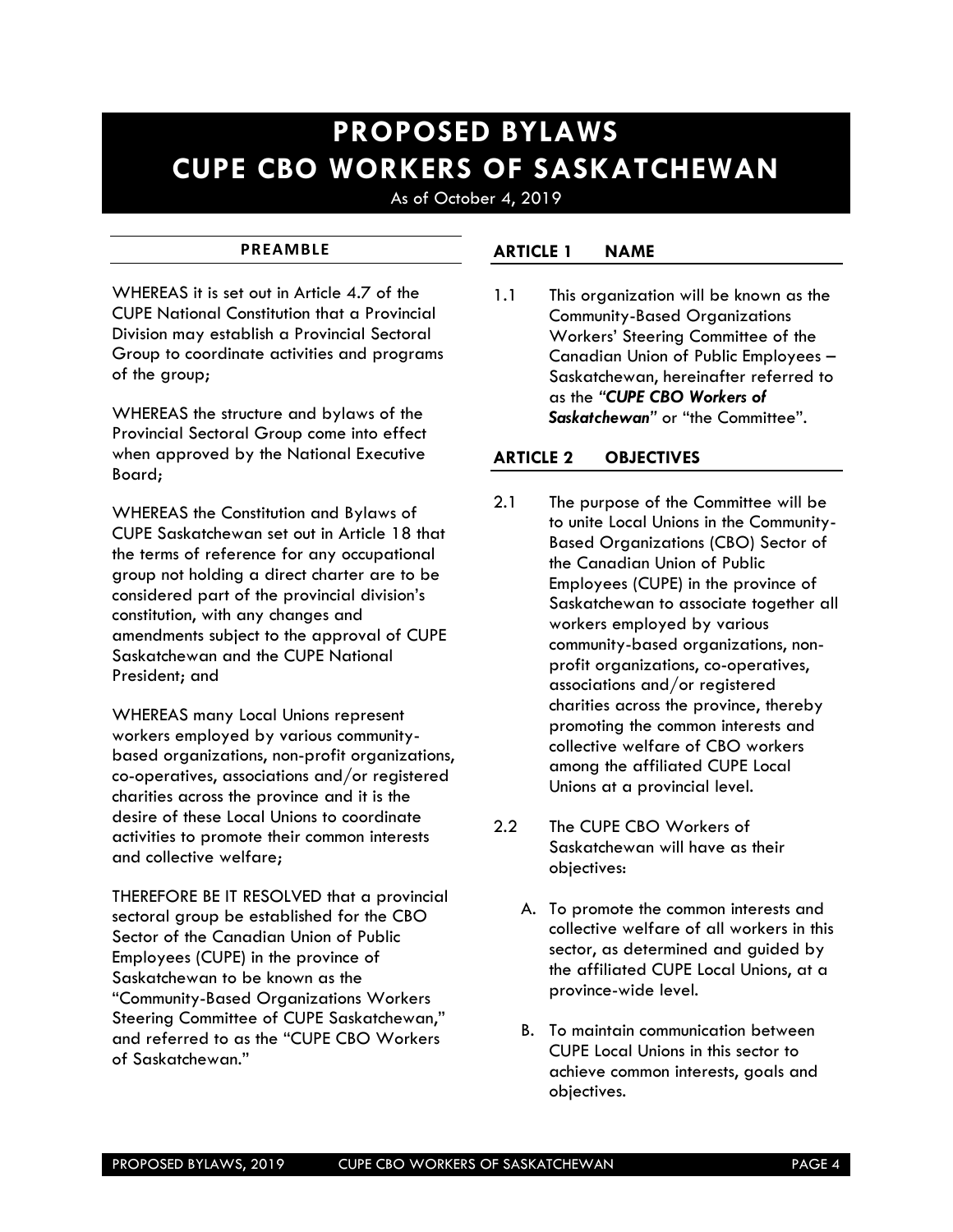# PROPOSED BYLAWS
# CUPE CBO WORKERS OF SASKATCHEWAN

As of October 4, 2019

## PREAMBLE

WHEREAS it is set out in Article 4.7 of the CUPE National Constitution that a Provincial Division may establish a Provincial Sectoral Group to coordinate activities and programs of the group;

WHEREAS the structure and bylaws of the Provincial Sectoral Group come into effect when approved by the National Executive Board;

WHEREAS the Constitution and Bylaws of CUPE Saskatchewan set out in Article 18 that the terms of reference for any occupational group not holding a direct charter are to be considered part of the provincial division's constitution, with any changes and amendments subject to the approval of CUPE Saskatchewan and the CUPE National President; and

WHEREAS many Local Unions represent workers employed by various community-based organizations, non-profit organizations, co-operatives, associations and/or registered charities across the province and it is the desire of these Local Unions to coordinate activities to promote their common interests and collective welfare;

THEREFORE BE IT RESOLVED that a provincial sectoral group be established for the CBO Sector of the Canadian Union of Public Employees (CUPE) in the province of Saskatchewan to be known as the "Community-Based Organizations Workers Steering Committee of CUPE Saskatchewan," and referred to as the "CUPE CBO Workers of Saskatchewan."

## ARTICLE 1 NAME

1.1 This organization will be known as the Community-Based Organizations Workers' Steering Committee of the Canadian Union of Public Employees – Saskatchewan, hereinafter referred to as the ***"CUPE CBO Workers of Saskatchewan"*** or "the Committee".

## ARTICLE 2 OBJECTIVES

2.1 The purpose of the Committee will be to unite Local Unions in the Community-Based Organizations (CBO) Sector of the Canadian Union of Public Employees (CUPE) in the province of Saskatchewan to associate together all workers employed by various community-based organizations, non-profit organizations, co-operatives, associations and/or registered charities across the province, thereby promoting the common interests and collective welfare of CBO workers among the affiliated CUPE Local Unions at a provincial level.

2.2 The CUPE CBO Workers of Saskatchewan will have as their objectives:

A. To promote the common interests and collective welfare of all workers in this sector, as determined and guided by the affiliated CUPE Local Unions, at a province-wide level.

B. To maintain communication between CUPE Local Unions in this sector to achieve common interests, goals and objectives.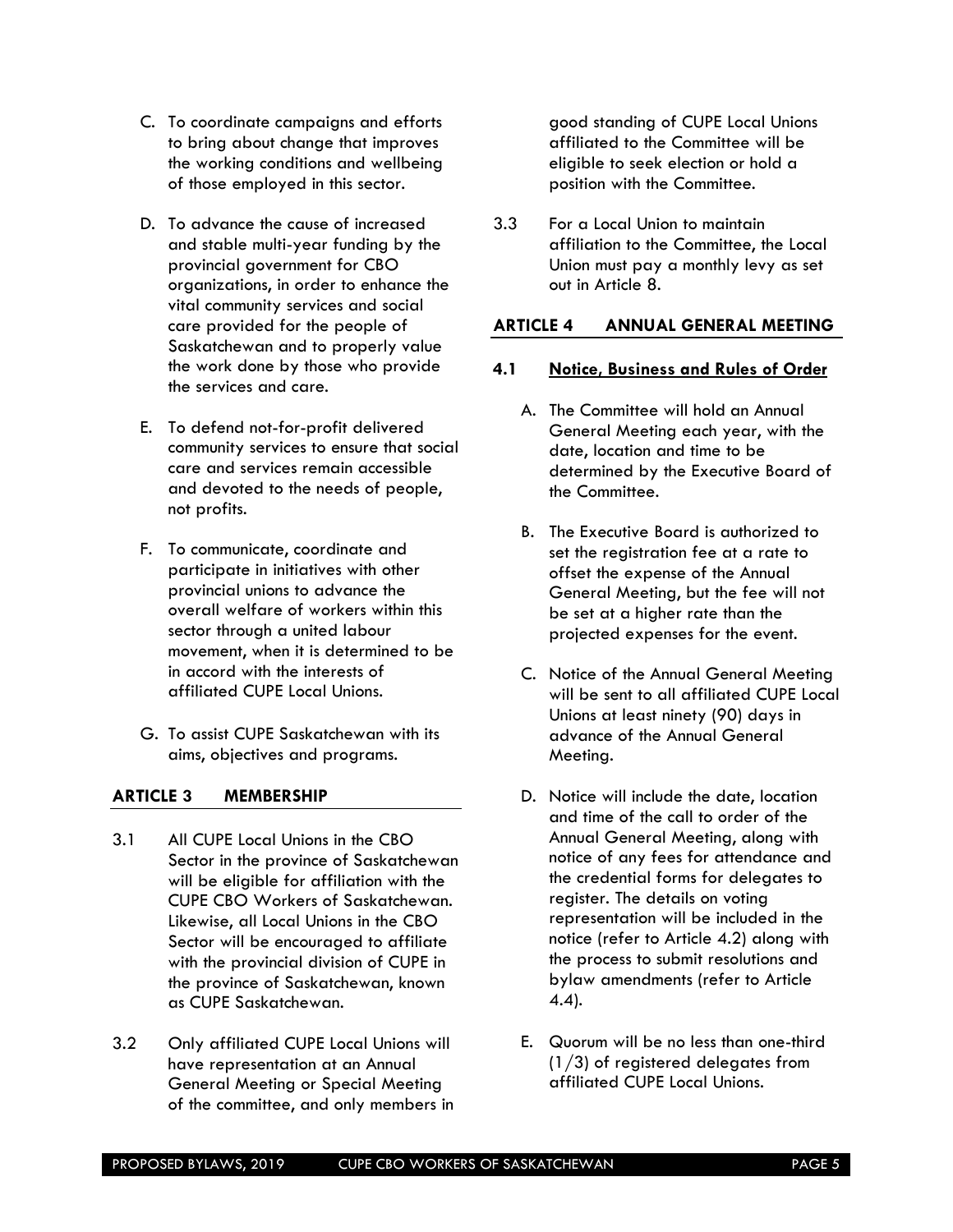C. To coordinate campaigns and efforts to bring about change that improves the working conditions and wellbeing of those employed in this sector.

D. To advance the cause of increased and stable multi-year funding by the provincial government for CBO organizations, in order to enhance the vital community services and social care provided for the people of Saskatchewan and to properly value the work done by those who provide the services and care.

E. To defend not-for-profit delivered community services to ensure that social care and services remain accessible and devoted to the needs of people, not profits.

F. To communicate, coordinate and participate in initiatives with other provincial unions to advance the overall welfare of workers within this sector through a united labour movement, when it is determined to be in accord with the interests of affiliated CUPE Local Unions.

G. To assist CUPE Saskatchewan with its aims, objectives and programs.

## ARTICLE 3 MEMBERSHIP

3.1 All CUPE Local Unions in the CBO Sector in the province of Saskatchewan will be eligible for affiliation with the CUPE CBO Workers of Saskatchewan. Likewise, all Local Unions in the CBO Sector will be encouraged to affiliate with the provincial division of CUPE in the province of Saskatchewan, known as CUPE Saskatchewan.

3.2 Only affiliated CUPE Local Unions will have representation at an Annual General Meeting or Special Meeting of the committee, and only members in good standing of CUPE Local Unions affiliated to the Committee will be eligible to seek election or hold a position with the Committee.

3.3 For a Local Union to maintain affiliation to the Committee, the Local Union must pay a monthly levy as set out in Article 8.

## ARTICLE 4 ANNUAL GENERAL MEETING

### 4.1 Notice, Business and Rules of Order

A. The Committee will hold an Annual General Meeting each year, with the date, location and time to be determined by the Executive Board of the Committee.

B. The Executive Board is authorized to set the registration fee at a rate to offset the expense of the Annual General Meeting, but the fee will not be set at a higher rate than the projected expenses for the event.

C. Notice of the Annual General Meeting will be sent to all affiliated CUPE Local Unions at least ninety (90) days in advance of the Annual General Meeting.

D. Notice will include the date, location and time of the call to order of the Annual General Meeting, along with notice of any fees for attendance and the credential forms for delegates to register. The details on voting representation will be included in the notice (refer to Article 4.2) along with the process to submit resolutions and bylaw amendments (refer to Article 4.4).

E. Quorum will be no less than one-third (1/3) of registered delegates from affiliated CUPE Local Unions.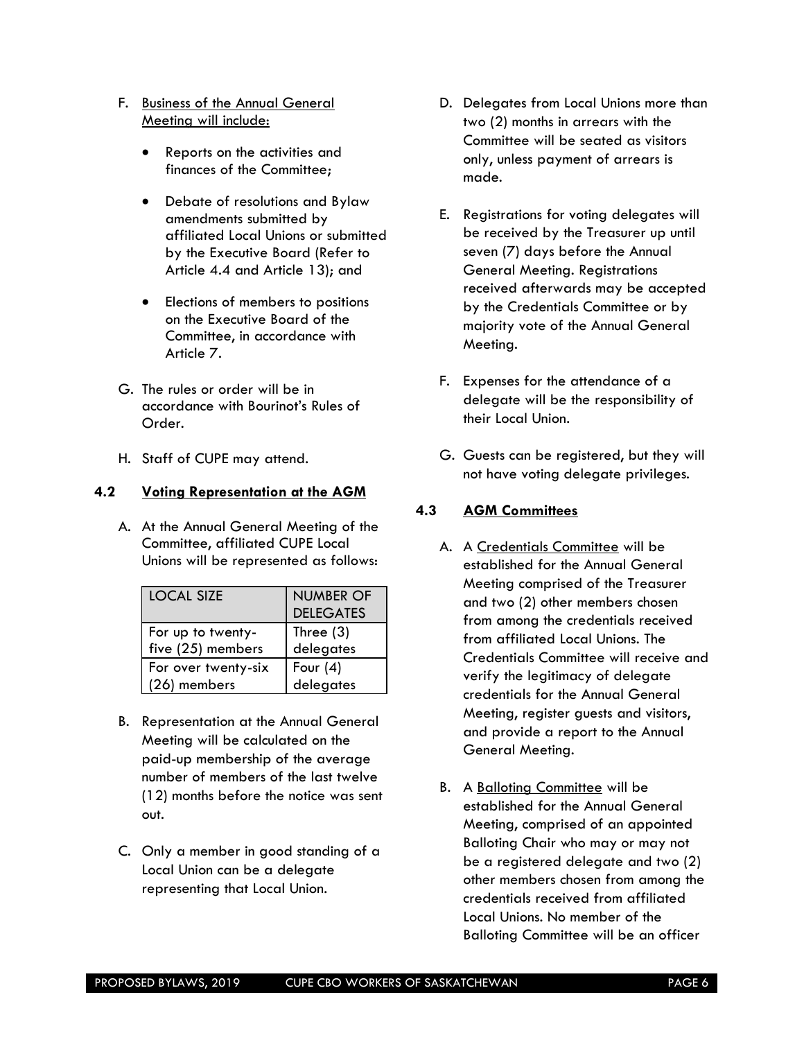F. Business of the Annual General Meeting will include:

- Reports on the activities and finances of the Committee;
- Debate of resolutions and Bylaw amendments submitted by affiliated Local Unions or submitted by the Executive Board (Refer to Article 4.4 and Article 13); and
- Elections of members to positions on the Executive Board of the Committee, in accordance with Article 7.

G. The rules or order will be in accordance with Bourinot's Rules of Order.

H. Staff of CUPE may attend.

### 4.2 Voting Representation at the AGM

A. At the Annual General Meeting of the Committee, affiliated CUPE Local Unions will be represented as follows:

| LOCAL SIZE | NUMBER OF DELEGATES |
| --- | --- |
| For up to twenty-five (25) members | Three (3) delegates |
| For over twenty-six (26) members | Four (4) delegates |

B. Representation at the Annual General Meeting will be calculated on the paid-up membership of the average number of members of the last twelve (12) months before the notice was sent out.

C. Only a member in good standing of a Local Union can be a delegate representing that Local Union.

D. Delegates from Local Unions more than two (2) months in arrears with the Committee will be seated as visitors only, unless payment of arrears is made.

E. Registrations for voting delegates will be received by the Treasurer up until seven (7) days before the Annual General Meeting. Registrations received afterwards may be accepted by the Credentials Committee or by majority vote of the Annual General Meeting.

F. Expenses for the attendance of a delegate will be the responsibility of their Local Union.

G. Guests can be registered, but they will not have voting delegate privileges.

### 4.3 AGM Committees

A. A Credentials Committee will be established for the Annual General Meeting comprised of the Treasurer and two (2) other members chosen from among the credentials received from affiliated Local Unions. The Credentials Committee will receive and verify the legitimacy of delegate credentials for the Annual General Meeting, register guests and visitors, and provide a report to the Annual General Meeting.

B. A Balloting Committee will be established for the Annual General Meeting, comprised of an appointed Balloting Chair who may or may not be a registered delegate and two (2) other members chosen from among the credentials received from affiliated Local Unions. No member of the Balloting Committee will be an officer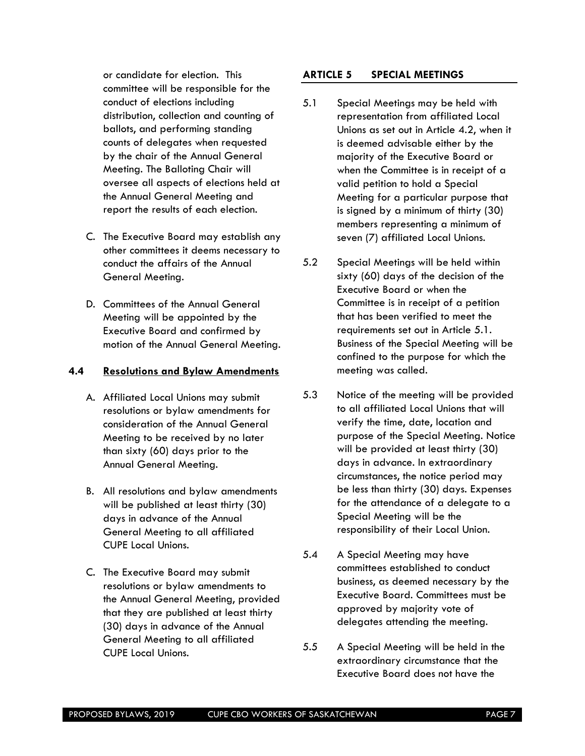or candidate for election. This committee will be responsible for the conduct of elections including distribution, collection and counting of ballots, and performing standing counts of delegates when requested by the chair of the Annual General Meeting. The Balloting Chair will oversee all aspects of elections held at the Annual General Meeting and report the results of each election.

C. The Executive Board may establish any other committees it deems necessary to conduct the affairs of the Annual General Meeting.

D. Committees of the Annual General Meeting will be appointed by the Executive Board and confirmed by motion of the Annual General Meeting.

### 4.4 Resolutions and Bylaw Amendments

A. Affiliated Local Unions may submit resolutions or bylaw amendments for consideration of the Annual General Meeting to be received by no later than sixty (60) days prior to the Annual General Meeting.

B. All resolutions and bylaw amendments will be published at least thirty (30) days in advance of the Annual General Meeting to all affiliated CUPE Local Unions.

C. The Executive Board may submit resolutions or bylaw amendments to the Annual General Meeting, provided that they are published at least thirty (30) days in advance of the Annual General Meeting to all affiliated CUPE Local Unions.

## ARTICLE 5 SPECIAL MEETINGS

5.1 Special Meetings may be held with representation from affiliated Local Unions as set out in Article 4.2, when it is deemed advisable either by the majority of the Executive Board or when the Committee is in receipt of a valid petition to hold a Special Meeting for a particular purpose that is signed by a minimum of thirty (30) members representing a minimum of seven (7) affiliated Local Unions.

5.2 Special Meetings will be held within sixty (60) days of the decision of the Executive Board or when the Committee is in receipt of a petition that has been verified to meet the requirements set out in Article 5.1. Business of the Special Meeting will be confined to the purpose for which the meeting was called.

5.3 Notice of the meeting will be provided to all affiliated Local Unions that will verify the time, date, location and purpose of the Special Meeting. Notice will be provided at least thirty (30) days in advance. In extraordinary circumstances, the notice period may be less than thirty (30) days. Expenses for the attendance of a delegate to a Special Meeting will be the responsibility of their Local Union.

5.4 A Special Meeting may have committees established to conduct business, as deemed necessary by the Executive Board. Committees must be approved by majority vote of delegates attending the meeting.

5.5 A Special Meeting will be held in the extraordinary circumstance that the Executive Board does not have the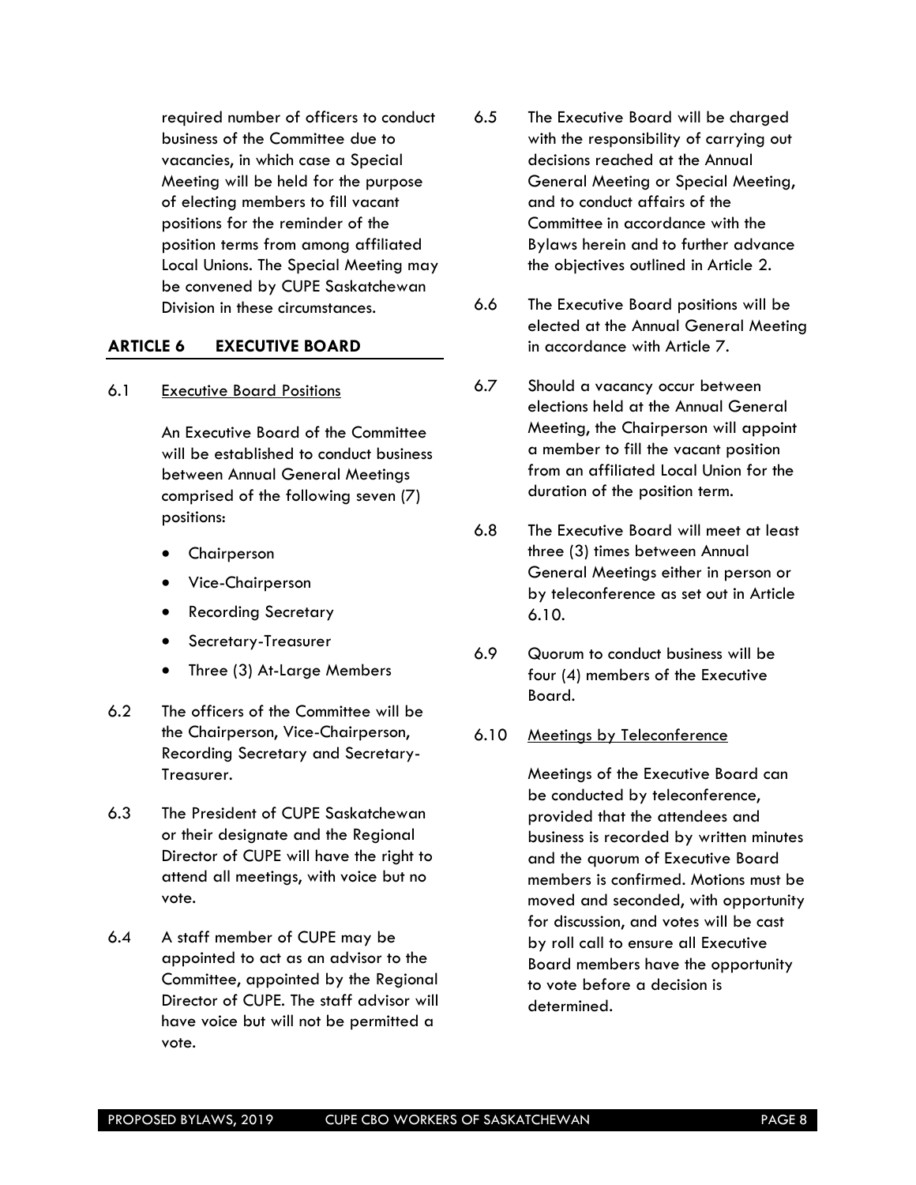required number of officers to conduct business of the Committee due to vacancies, in which case a Special Meeting will be held for the purpose of electing members to fill vacant positions for the reminder of the position terms from among affiliated Local Unions. The Special Meeting may be convened by CUPE Saskatchewan Division in these circumstances.

## ARTICLE 6 EXECUTIVE BOARD

6.1 Executive Board Positions

An Executive Board of the Committee will be established to conduct business between Annual General Meetings comprised of the following seven (7) positions:

- Chairperson
- Vice-Chairperson
- Recording Secretary
- Secretary-Treasurer
- Three (3) At-Large Members

6.2 The officers of the Committee will be the Chairperson, Vice-Chairperson, Recording Secretary and Secretary-Treasurer.

6.3 The President of CUPE Saskatchewan or their designate and the Regional Director of CUPE will have the right to attend all meetings, with voice but no vote.

6.4 A staff member of CUPE may be appointed to act as an advisor to the Committee, appointed by the Regional Director of CUPE. The staff advisor will have voice but will not be permitted a vote.

6.5 The Executive Board will be charged with the responsibility of carrying out decisions reached at the Annual General Meeting or Special Meeting, and to conduct affairs of the Committee in accordance with the Bylaws herein and to further advance the objectives outlined in Article 2.

6.6 The Executive Board positions will be elected at the Annual General Meeting in accordance with Article 7.

6.7 Should a vacancy occur between elections held at the Annual General Meeting, the Chairperson will appoint a member to fill the vacant position from an affiliated Local Union for the duration of the position term.

6.8 The Executive Board will meet at least three (3) times between Annual General Meetings either in person or by teleconference as set out in Article 6.10.

6.9 Quorum to conduct business will be four (4) members of the Executive Board.

6.10 Meetings by Teleconference

Meetings of the Executive Board can be conducted by teleconference, provided that the attendees and business is recorded by written minutes and the quorum of Executive Board members is confirmed. Motions must be moved and seconded, with opportunity for discussion, and votes will be cast by roll call to ensure all Executive Board members have the opportunity to vote before a decision is determined.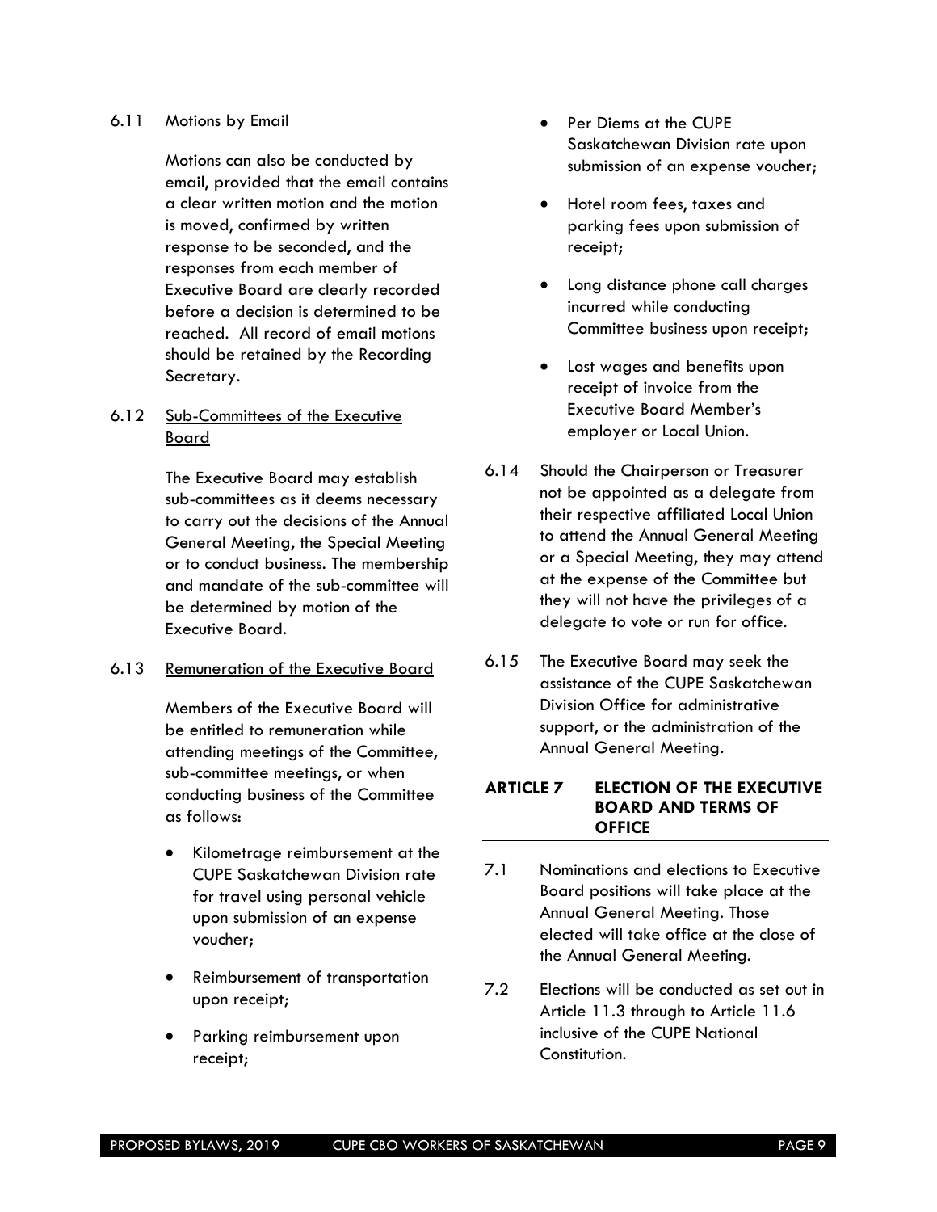6.11 Motions by Email

Motions can also be conducted by email, provided that the email contains a clear written motion and the motion is moved, confirmed by written response to be seconded, and the responses from each member of Executive Board are clearly recorded before a decision is determined to be reached. All record of email motions should be retained by the Recording Secretary.

6.12 Sub-Committees of the Executive Board

The Executive Board may establish sub-committees as it deems necessary to carry out the decisions of the Annual General Meeting, the Special Meeting or to conduct business. The membership and mandate of the sub-committee will be determined by motion of the Executive Board.

6.13 Remuneration of the Executive Board

Members of the Executive Board will be entitled to remuneration while attending meetings of the Committee, sub-committee meetings, or when conducting business of the Committee as follows:

- Kilometrage reimbursement at the CUPE Saskatchewan Division rate for travel using personal vehicle upon submission of an expense voucher;
- Reimbursement of transportation upon receipt;
- Parking reimbursement upon receipt;
- Per Diems at the CUPE Saskatchewan Division rate upon submission of an expense voucher;
- Hotel room fees, taxes and parking fees upon submission of receipt;
- Long distance phone call charges incurred while conducting Committee business upon receipt;
- Lost wages and benefits upon receipt of invoice from the Executive Board Member's employer or Local Union.

6.14 Should the Chairperson or Treasurer not be appointed as a delegate from their respective affiliated Local Union to attend the Annual General Meeting or a Special Meeting, they may attend at the expense of the Committee but they will not have the privileges of a delegate to vote or run for office.

6.15 The Executive Board may seek the assistance of the CUPE Saskatchewan Division Office for administrative support, or the administration of the Annual General Meeting.

## ARTICLE 7 ELECTION OF THE EXECUTIVE BOARD AND TERMS OF OFFICE

7.1 Nominations and elections to Executive Board positions will take place at the Annual General Meeting. Those elected will take office at the close of the Annual General Meeting.

7.2 Elections will be conducted as set out in Article 11.3 through to Article 11.6 inclusive of the CUPE National Constitution.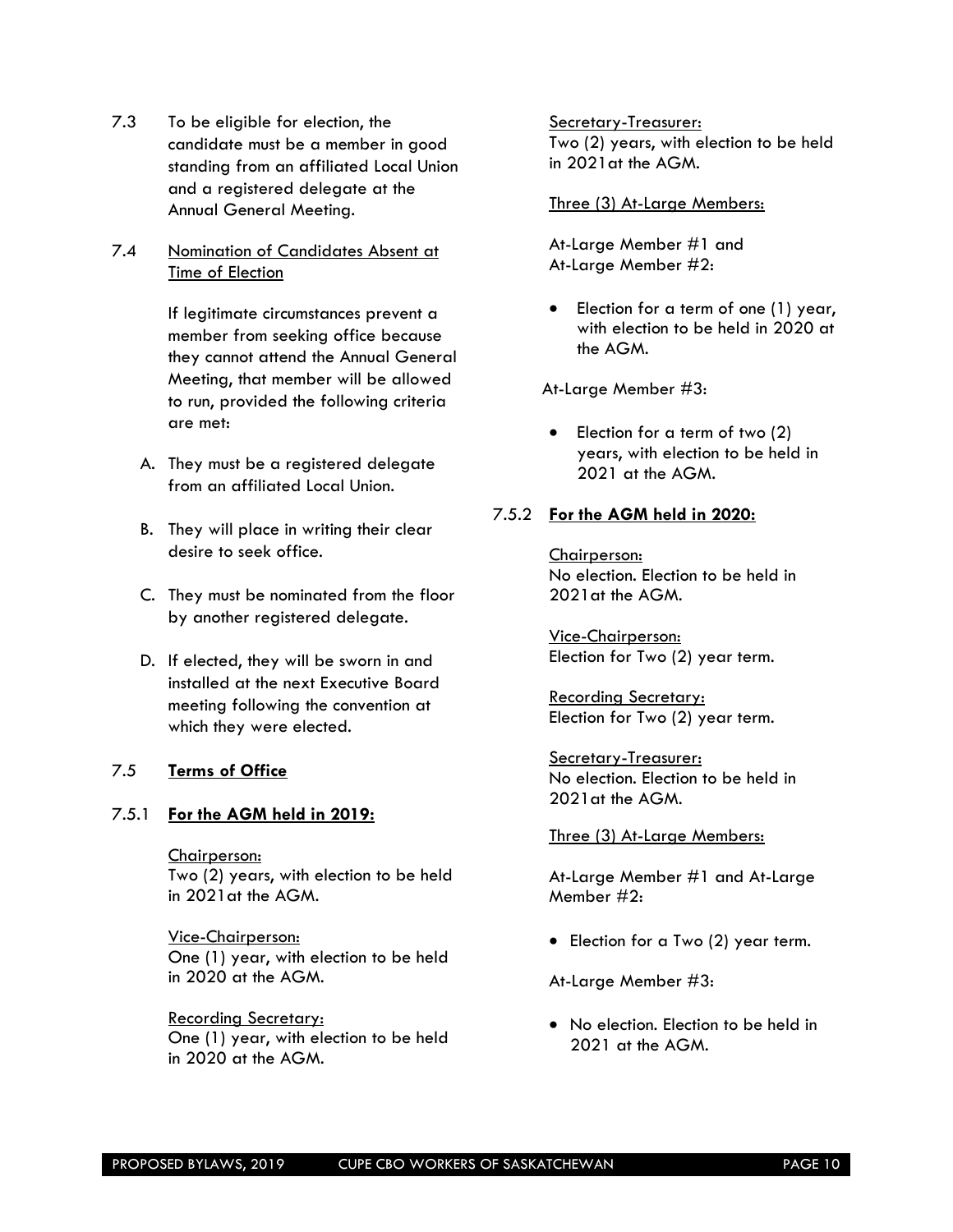7.3 To be eligible for election, the candidate must be a member in good standing from an affiliated Local Union and a registered delegate at the Annual General Meeting.

7.4 Nomination of Candidates Absent at Time of Election

If legitimate circumstances prevent a member from seeking office because they cannot attend the Annual General Meeting, that member will be allowed to run, provided the following criteria are met:

A. They must be a registered delegate from an affiliated Local Union.

B. They will place in writing their clear desire to seek office.

C. They must be nominated from the floor by another registered delegate.

D. If elected, they will be sworn in and installed at the next Executive Board meeting following the convention at which they were elected.

*7.5* **Terms of Office**

*7.5.1* **For the AGM held in 2019:**

Chairperson:
Two (2) years, with election to be held in 2021at the AGM.

Vice-Chairperson:
One (1) year, with election to be held in 2020 at the AGM.

Recording Secretary:
One (1) year, with election to be held in 2020 at the AGM.

Secretary-Treasurer:
Two (2) years, with election to be held in 2021at the AGM.

Three (3) At-Large Members:

At-Large Member #1 and
At-Large Member #2:

- Election for a term of one (1) year, with election to be held in 2020 at the AGM.

At-Large Member #3:

- Election for a term of two (2) years, with election to be held in 2021 at the AGM.

*7.5.2* **For the AGM held in 2020:**

Chairperson:
No election. Election to be held in 2021at the AGM.

Vice-Chairperson:
Election for Two (2) year term.

Recording Secretary:
Election for Two (2) year term.

Secretary-Treasurer:
No election. Election to be held in 2021at the AGM.

Three (3) At-Large Members:

At-Large Member #1 and At-Large Member #2:

- Election for a Two (2) year term.

At-Large Member #3:

- No election. Election to be held in 2021 at the AGM.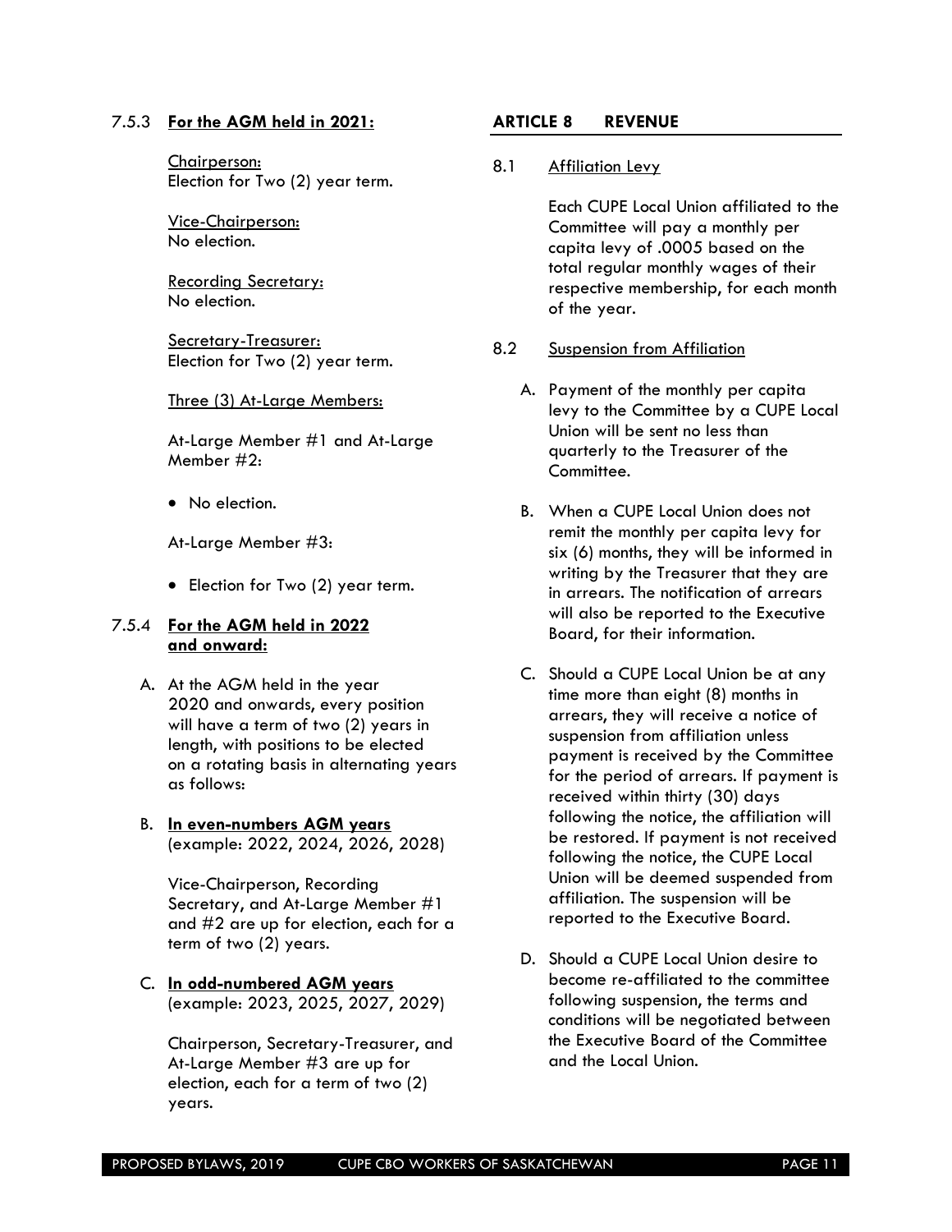7.5.3 **For the AGM held in 2021:**

Chairperson:
Election for Two (2) year term.

Vice-Chairperson:
No election.

Recording Secretary:
No election.

Secretary-Treasurer:
Election for Two (2) year term.

Three (3) At-Large Members:

At-Large Member #1 and At-Large Member #2:

- No election.

At-Large Member #3:

- Election for Two (2) year term.

7.5.4 **For the AGM held in 2022 and onward:**

A. At the AGM held in the year 2020 and onwards, every position will have a term of two (2) years in length, with positions to be elected on a rotating basis in alternating years as follows:

B. **In even-numbers AGM years** (example: 2022, 2024, 2026, 2028)

Vice-Chairperson, Recording Secretary, and At-Large Member #1 and #2 are up for election, each for a term of two (2) years.

C. **In odd-numbered AGM years** (example: 2023, 2025, 2027, 2029)

Chairperson, Secretary-Treasurer, and At-Large Member #3 are up for election, each for a term of two (2) years.

## ARTICLE 8 REVENUE

8.1 Affiliation Levy

Each CUPE Local Union affiliated to the Committee will pay a monthly per capita levy of .0005 based on the total regular monthly wages of their respective membership, for each month of the year.

8.2 Suspension from Affiliation

A. Payment of the monthly per capita levy to the Committee by a CUPE Local Union will be sent no less than quarterly to the Treasurer of the Committee.

B. When a CUPE Local Union does not remit the monthly per capita levy for six (6) months, they will be informed in writing by the Treasurer that they are in arrears. The notification of arrears will also be reported to the Executive Board, for their information.

C. Should a CUPE Local Union be at any time more than eight (8) months in arrears, they will receive a notice of suspension from affiliation unless payment is received by the Committee for the period of arrears. If payment is received within thirty (30) days following the notice, the affiliation will be restored. If payment is not received following the notice, the CUPE Local Union will be deemed suspended from affiliation. The suspension will be reported to the Executive Board.

D. Should a CUPE Local Union desire to become re-affiliated to the committee following suspension, the terms and conditions will be negotiated between the Executive Board of the Committee and the Local Union.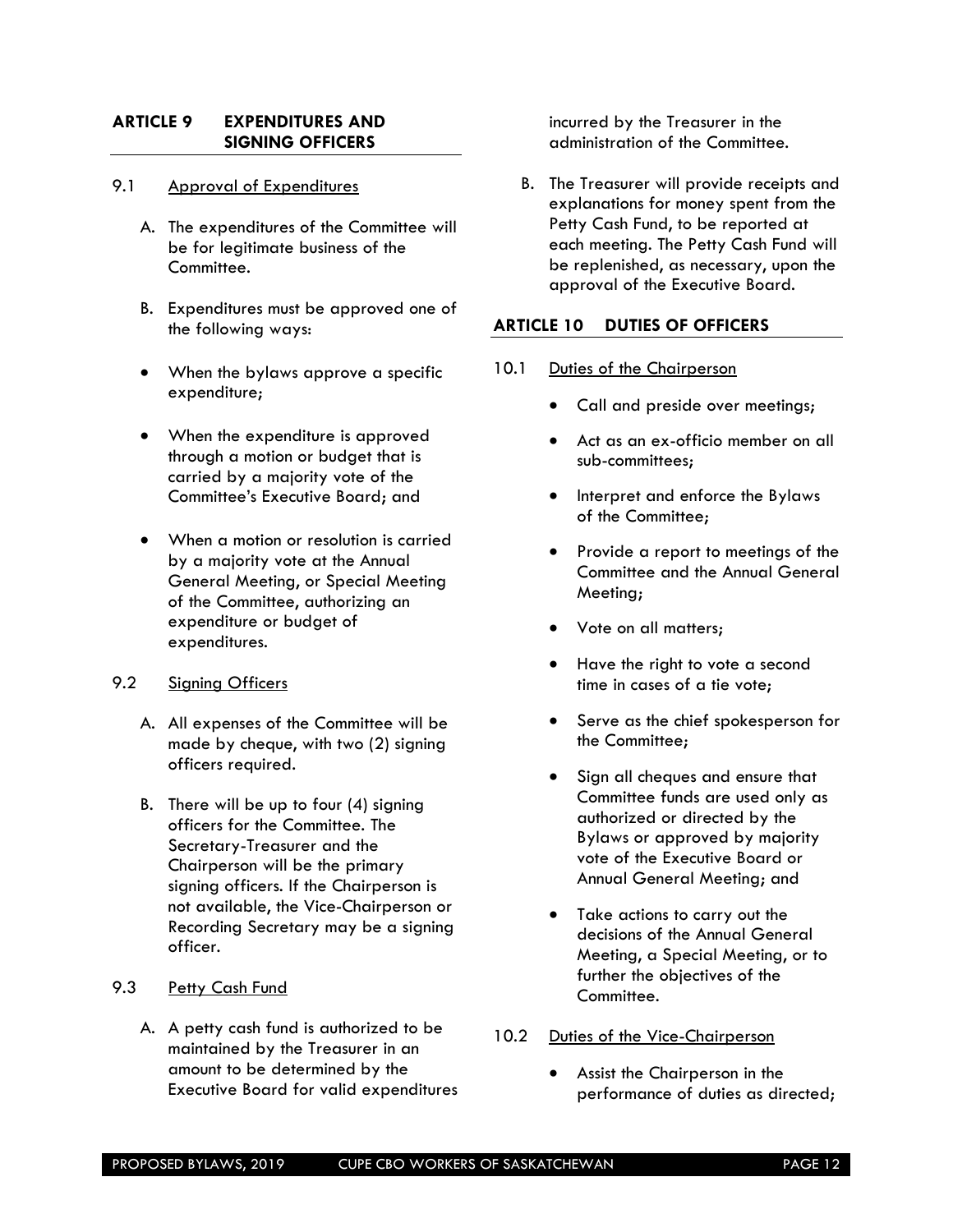## ARTICLE 9 EXPENDITURES AND SIGNING OFFICERS

### 9.1 Approval of Expenditures

A. The expenditures of the Committee will be for legitimate business of the Committee.

B. Expenditures must be approved one of the following ways:

- When the bylaws approve a specific expenditure;
- When the expenditure is approved through a motion or budget that is carried by a majority vote of the Committee's Executive Board; and
- When a motion or resolution is carried by a majority vote at the Annual General Meeting, or Special Meeting of the Committee, authorizing an expenditure or budget of expenditures.

### 9.2 Signing Officers

A. All expenses of the Committee will be made by cheque, with two (2) signing officers required.

B. There will be up to four (4) signing officers for the Committee. The Secretary-Treasurer and the Chairperson will be the primary signing officers. If the Chairperson is not available, the Vice-Chairperson or Recording Secretary may be a signing officer.

### 9.3 Petty Cash Fund

A. A petty cash fund is authorized to be maintained by the Treasurer in an amount to be determined by the Executive Board for valid expenditures incurred by the Treasurer in the administration of the Committee.

B. The Treasurer will provide receipts and explanations for money spent from the Petty Cash Fund, to be reported at each meeting. The Petty Cash Fund will be replenished, as necessary, upon the approval of the Executive Board.

## ARTICLE 10 DUTIES OF OFFICERS

### 10.1 Duties of the Chairperson

- Call and preside over meetings;
- Act as an ex-officio member on all sub-committees;
- Interpret and enforce the Bylaws of the Committee;
- Provide a report to meetings of the Committee and the Annual General Meeting;
- Vote on all matters;
- Have the right to vote a second time in cases of a tie vote;
- Serve as the chief spokesperson for the Committee;
- Sign all cheques and ensure that Committee funds are used only as authorized or directed by the Bylaws or approved by majority vote of the Executive Board or Annual General Meeting; and
- Take actions to carry out the decisions of the Annual General Meeting, a Special Meeting, or to further the objectives of the Committee.

### 10.2 Duties of the Vice-Chairperson

- Assist the Chairperson in the performance of duties as directed;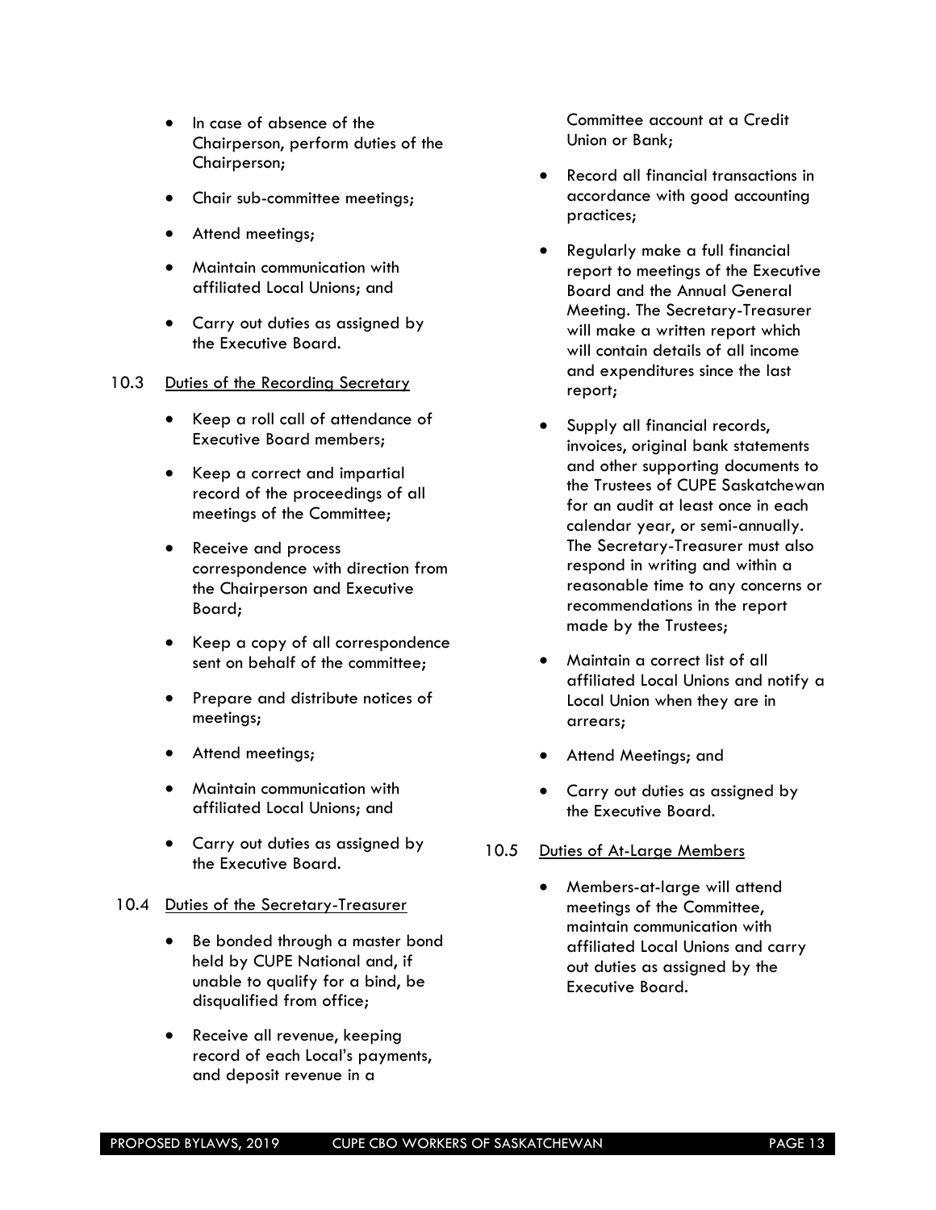- In case of absence of the Chairperson, perform duties of the Chairperson;
- Chair sub-committee meetings;
- Attend meetings;
- Maintain communication with affiliated Local Unions; and
- Carry out duties as assigned by the Executive Board.

10.3 Duties of the Recording Secretary

- Keep a roll call of attendance of Executive Board members;
- Keep a correct and impartial record of the proceedings of all meetings of the Committee;
- Receive and process correspondence with direction from the Chairperson and Executive Board;
- Keep a copy of all correspondence sent on behalf of the committee;
- Prepare and distribute notices of meetings;
- Attend meetings;
- Maintain communication with affiliated Local Unions; and
- Carry out duties as assigned by the Executive Board.

10.4 Duties of the Secretary-Treasurer

- Be bonded through a master bond held by CUPE National and, if unable to qualify for a bind, be disqualified from office;
- Receive all revenue, keeping record of each Local's payments, and deposit revenue in a Committee account at a Credit Union or Bank;
- Record all financial transactions in accordance with good accounting practices;
- Regularly make a full financial report to meetings of the Executive Board and the Annual General Meeting. The Secretary-Treasurer will make a written report which will contain details of all income and expenditures since the last report;
- Supply all financial records, invoices, original bank statements and other supporting documents to the Trustees of CUPE Saskatchewan for an audit at least once in each calendar year, or semi-annually. The Secretary-Treasurer must also respond in writing and within a reasonable time to any concerns or recommendations in the report made by the Trustees;
- Maintain a correct list of all affiliated Local Unions and notify a Local Union when they are in arrears;
- Attend Meetings; and
- Carry out duties as assigned by the Executive Board.

10.5 Duties of At-Large Members

- Members-at-large will attend meetings of the Committee, maintain communication with affiliated Local Unions and carry out duties as assigned by the Executive Board.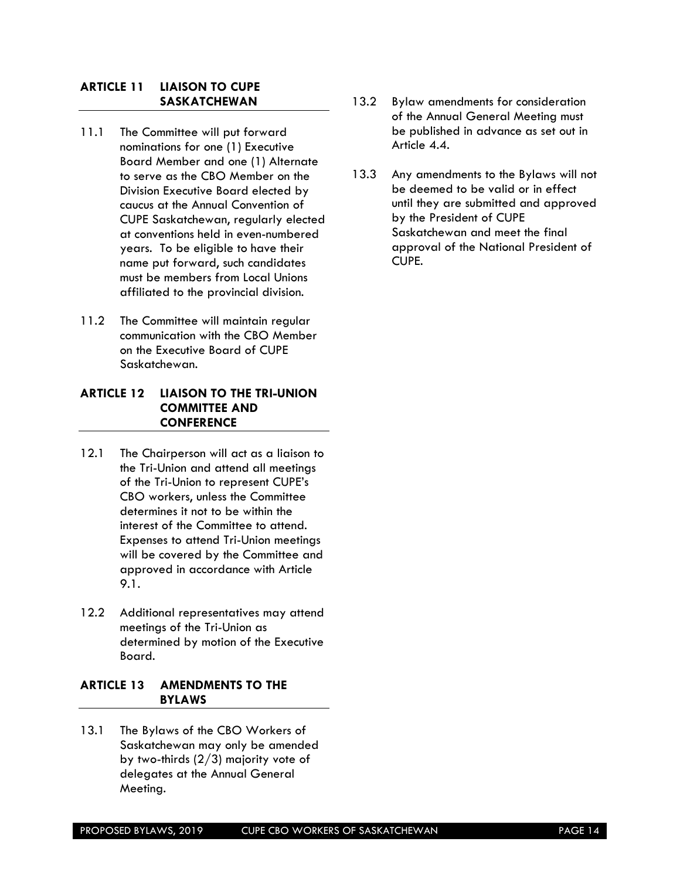## ARTICLE 11 LIAISON TO CUPE SASKATCHEWAN

11.1 The Committee will put forward nominations for one (1) Executive Board Member and one (1) Alternate to serve as the CBO Member on the Division Executive Board elected by caucus at the Annual Convention of CUPE Saskatchewan, regularly elected at conventions held in even-numbered years. To be eligible to have their name put forward, such candidates must be members from Local Unions affiliated to the provincial division.

11.2 The Committee will maintain regular communication with the CBO Member on the Executive Board of CUPE Saskatchewan.

## ARTICLE 12 LIAISON TO THE TRI-UNION COMMITTEE AND CONFERENCE

12.1 The Chairperson will act as a liaison to the Tri-Union and attend all meetings of the Tri-Union to represent CUPE's CBO workers, unless the Committee determines it not to be within the interest of the Committee to attend. Expenses to attend Tri-Union meetings will be covered by the Committee and approved in accordance with Article 9.1.

12.2 Additional representatives may attend meetings of the Tri-Union as determined by motion of the Executive Board.

## ARTICLE 13 AMENDMENTS TO THE BYLAWS

13.1 The Bylaws of the CBO Workers of Saskatchewan may only be amended by two-thirds (2/3) majority vote of delegates at the Annual General Meeting.

13.2 Bylaw amendments for consideration of the Annual General Meeting must be published in advance as set out in Article 4.4.

13.3 Any amendments to the Bylaws will not be deemed to be valid or in effect until they are submitted and approved by the President of CUPE Saskatchewan and meet the final approval of the National President of CUPE.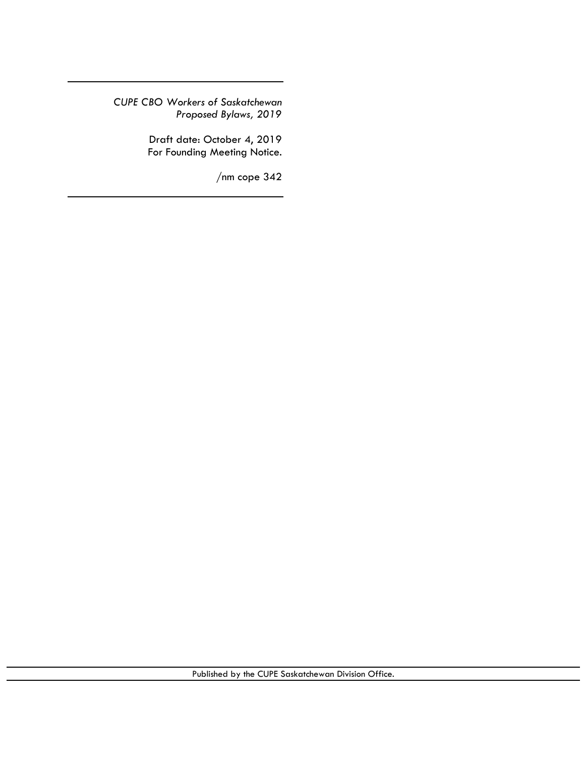*CUPE CBO Workers of Saskatchewan*
*Proposed Bylaws, 2019*

Draft date: October 4, 2019
For Founding Meeting Notice.

/nm cope 342

Published by the CUPE Saskatchewan Division Office.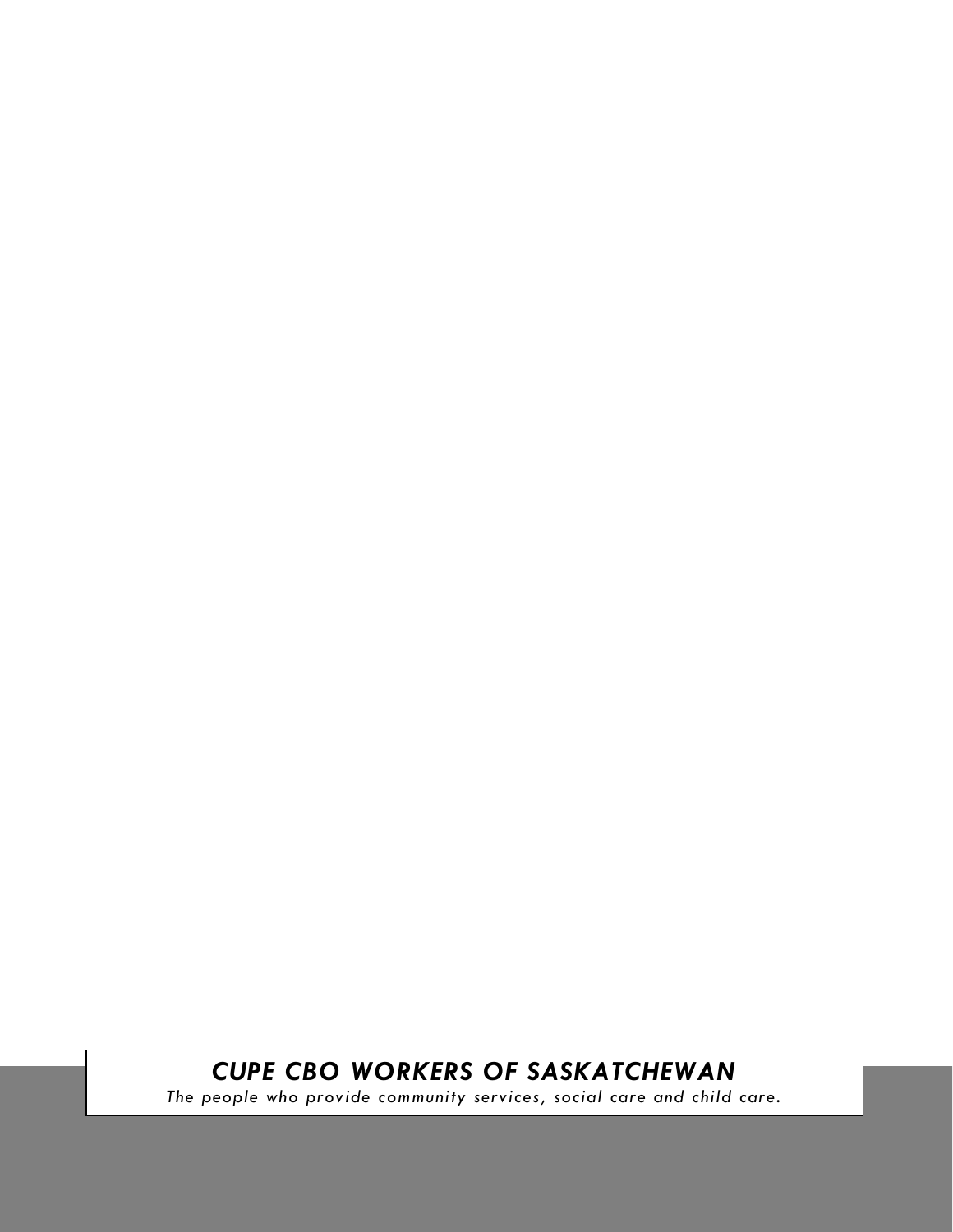***CUPE CBO WORKERS OF SASKATCHEWAN***

*The people who provide community services, social care and child care.*